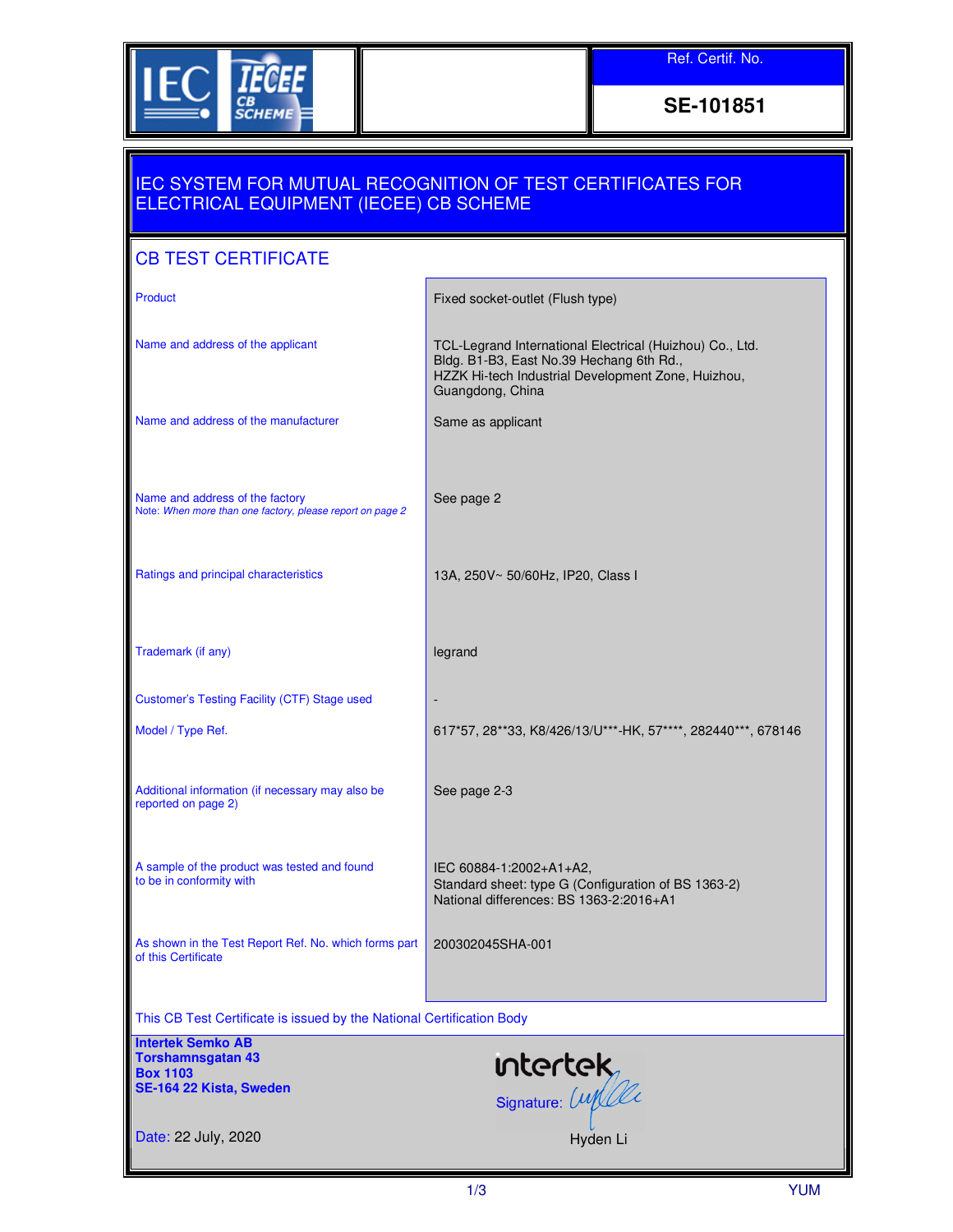Ref. Certif. No.

**SE-101851**

# IEC SYSTEM FOR MUTUAL RECOGNITION OF TEST CERTIFICATES FOR ELECTRICAL EQUIPMENT (IECEE) CB SCHEME

## CB TEST CERTIFICATE

| | |
|---|---|
| Product | Fixed socket-outlet (Flush type) |
| Name and address of the applicant | TCL-Legrand International Electrical (Huizhou) Co., Ltd.<br>Bldg. B1-B3, East No.39 Hechang 6th Rd.,<br>HZZK Hi-tech Industrial Development Zone, Huizhou,<br>Guangdong, China |
| Name and address of the manufacturer | Same as applicant |
| Name and address of the factory<br>Note: *When more than one factory, please report on page 2* | See page 2 |
| Ratings and principal characteristics | 13A, 250V~ 50/60Hz, IP20, Class I |
| Trademark (if any) | legrand |
| Customer's Testing Facility (CTF) Stage used | - |
| Model / Type Ref. | 617*57, 28**33, K8/426/13/U***-HK, 57****, 282440***, 678146 |
| Additional information (if necessary may also be reported on page 2) | See page 2-3 |
| A sample of the product was tested and found to be in conformity with | IEC 60884-1:2002+A1+A2,<br>Standard sheet: type G (Configuration of BS 1363-2)<br>National differences: BS 1363-2:2016+A1 |
| As shown in the Test Report Ref. No. which forms part of this Certificate | 200302045SHA-001 |

This CB Test Certificate is issued by the National Certification Body

**Intertek Semko AB**
**Torshamnsgatan 43**
**Box 1103**
**SE-164 22 Kista, Sweden**

intertek

Signature: 

Hyden Li

Date: 22 July, 2020

YUM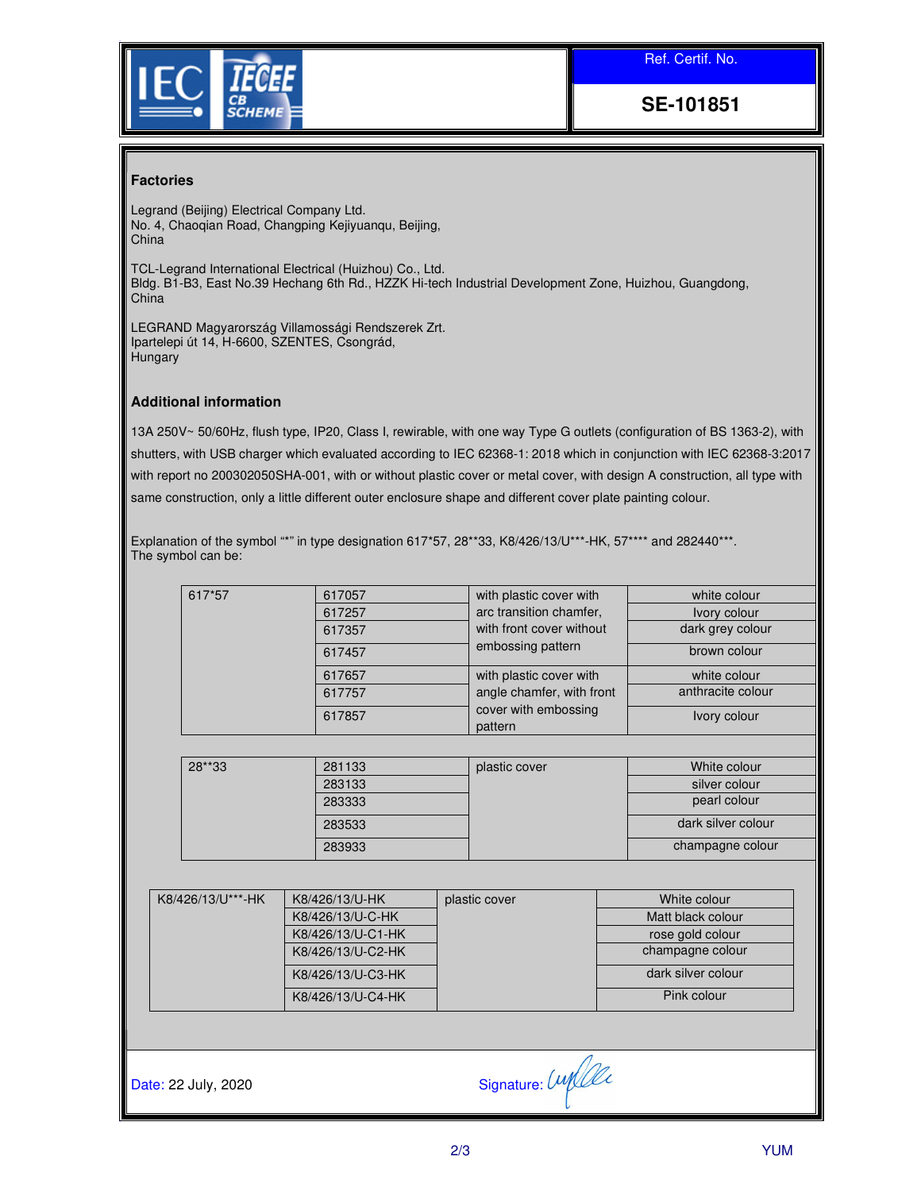Ref. Certif. No.

**SE-101851**

## Factories

Legrand (Beijing) Electrical Company Ltd.
No. 4, Chaoqian Road, Changping Kejiyuanqu, Beijing,
China

TCL-Legrand International Electrical (Huizhou) Co., Ltd.
Bldg. B1-B3, East No.39 Hechang 6th Rd., HZZK Hi-tech Industrial Development Zone, Huizhou, Guangdong,
China

LEGRAND Magyarország Villamossági Rendszerek Zrt.
Ipartelepi út 14, H-6600, SZENTES, Csongrád,
Hungary

## Additional information

13A 250V~ 50/60Hz, flush type, IP20, Class I, rewirable, with one way Type G outlets (configuration of BS 1363-2), with shutters, with USB charger which evaluated according to IEC 62368-1: 2018 which in conjunction with IEC 62368-3:2017 with report no 200302050SHA-001, with or without plastic cover or metal cover, with design A construction, all type with same construction, only a little different outer enclosure shape and different cover plate painting colour.

Explanation of the symbol "*" in type designation 617*57, 28**33, K8/426/13/U***-HK, 57**** and 282440***.
The symbol can be:

| | | | |
|---|---|---|---|
| 617*57 | 617057 | with plastic cover with arc transition chamfer, with front cover without embossing pattern | white colour |
| | 617257 | | Ivory colour |
| | 617357 | | dark grey colour |
| | 617457 | | brown colour |
| | 617657 | with plastic cover with angle chamfer, with front cover with embossing pattern | white colour |
| | 617757 | | anthracite colour |
| | 617857 | | Ivory colour |

| | | | |
|---|---|---|---|
| 28**33 | 281133 | plastic cover | White colour |
| | 283133 | | silver colour |
| | 283333 | | pearl colour |
| | 283533 | | dark silver colour |
| | 283933 | | champagne colour |

| | | | |
|---|---|---|---|
| K8/426/13/U***-HK | K8/426/13/U-HK | plastic cover | White colour |
| | K8/426/13/U-C-HK | | Matt black colour |
| | K8/426/13/U-C1-HK | | rose gold colour |
| | K8/426/13/U-C2-HK | | champagne colour |
| | K8/426/13/U-C3-HK | | dark silver colour |
| | K8/426/13/U-C4-HK | | Pink colour |

Date: 22 July, 2020

Signature: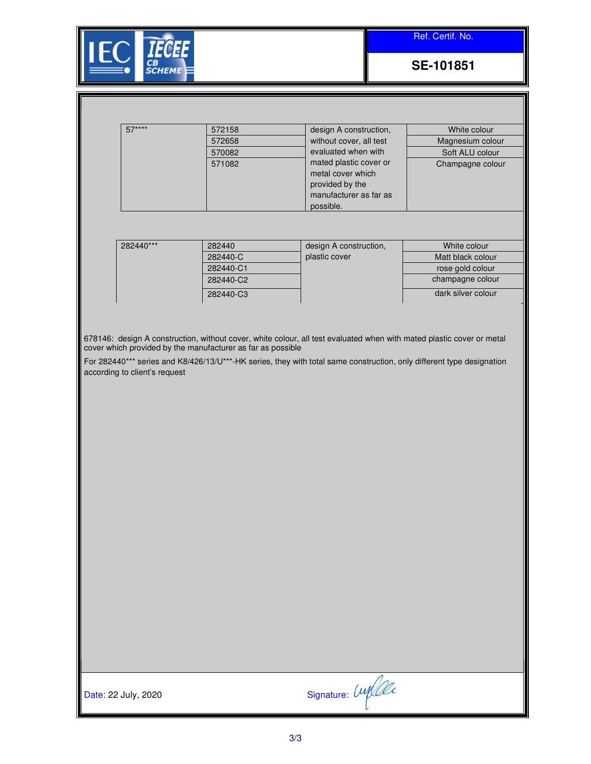Ref. Certif. No.

**SE-101851**

| | | | |
|---|---|---|---|
| 57**** | 572158 | design A construction, without cover, all test evaluated when with mated plastic cover or metal cover which provided by the manufacturer as far as possible. | White colour |
| | 572658 | | Magnesium colour |
| | 570082 | | Soft ALU colour |
| | 571082 | | Champagne colour |

| | | | |
|---|---|---|---|
| 282440*** | 282440 | design A construction, plastic cover | White colour |
| | 282440-C | | Matt black colour |
| | 282440-C1 | | rose gold colour |
| | 282440-C2 | | champagne colour |
| | 282440-C3 | | dark silver colour |

678146: design A construction, without cover, white colour, all test evaluated when with mated plastic cover or metal cover which provided by the manufacturer as far as possible

For 282440*** series and K8/426/13/U***-HK series, they with total same construction, only different type designation according to client's request

Date: 22 July, 2020

Signature: